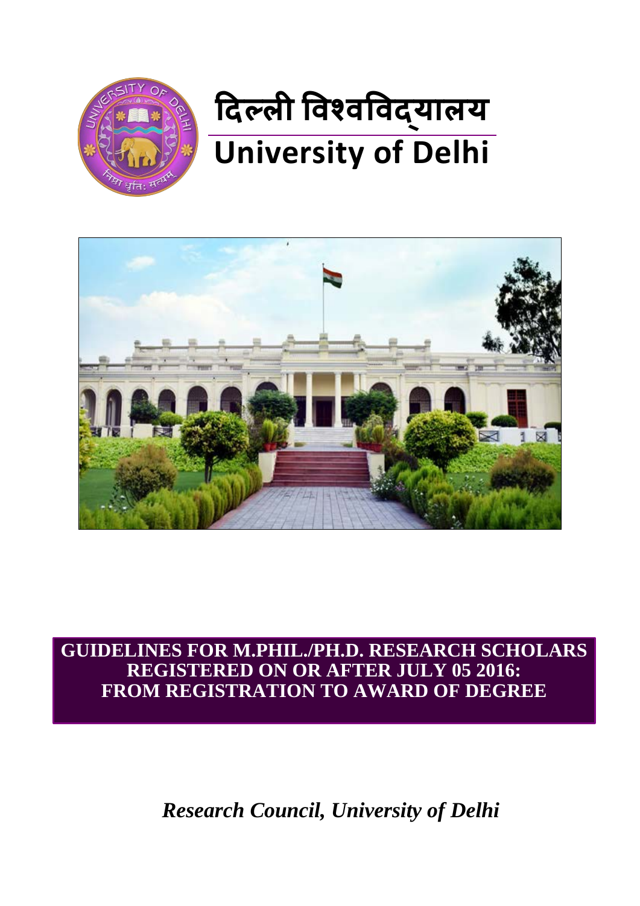# दिल्ली विश्वविद्यालय

# University of Delhi

## GUIDELINES FOR M.PHIL./PH.D. RESEARCH SCHOLARS REGISTERED ON OR AFTER JULY 05 2016: FROM REGISTRATION TO AWARD OF DEGREE

*Research Council, University of Delhi*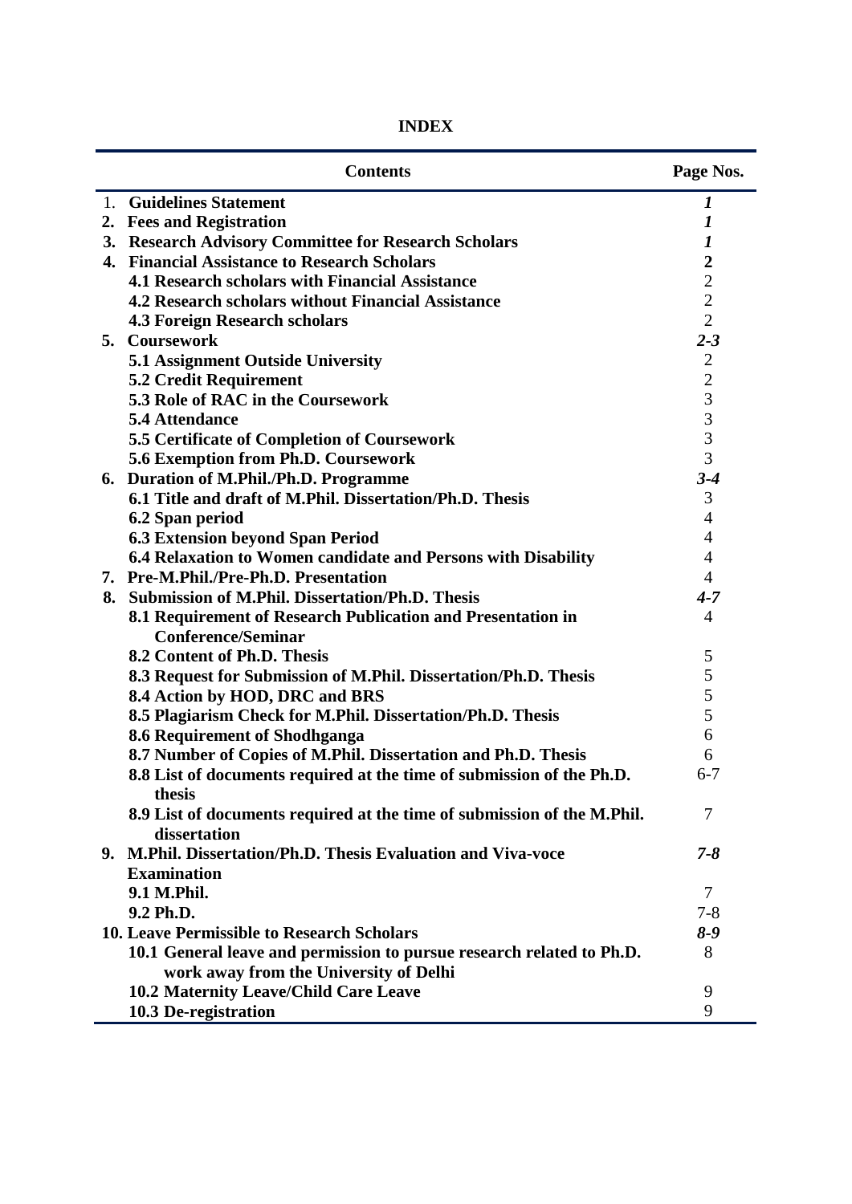# INDEX

| Contents | Page Nos. |
|---|---|
| 1. **Guidelines Statement** | ***1*** |
| **2. Fees and Registration** | ***1*** |
| **3. Research Advisory Committee for Research Scholars** | ***1*** |
| **4. Financial Assistance to Research Scholars** | **2** |
| **4.1 Research scholars with Financial Assistance** | 2 |
| **4.2 Research scholars without Financial Assistance** | 2 |
| **4.3 Foreign Research scholars** | 2 |
| **5. Coursework** | ***2-3*** |
| **5.1 Assignment Outside University** | 2 |
| **5.2 Credit Requirement** | 2 |
| **5.3 Role of RAC in the Coursework** | 3 |
| **5.4 Attendance** | 3 |
| **5.5 Certificate of Completion of Coursework** | 3 |
| **5.6 Exemption from Ph.D. Coursework** | 3 |
| **6. Duration of M.Phil./Ph.D. Programme** | ***3-4*** |
| **6.1 Title and draft of M.Phil. Dissertation/Ph.D. Thesis** | 3 |
| **6.2 Span period** | 4 |
| **6.3 Extension beyond Span Period** | 4 |
| **6.4 Relaxation to Women candidate and Persons with Disability** | 4 |
| **7. Pre-M.Phil./Pre-Ph.D. Presentation** | 4 |
| **8. Submission of M.Phil. Dissertation/Ph.D. Thesis** | ***4-7*** |
| **8.1 Requirement of Research Publication and Presentation in Conference/Seminar** | 4 |
| **8.2 Content of Ph.D. Thesis** | 5 |
| **8.3 Request for Submission of M.Phil. Dissertation/Ph.D. Thesis** | 5 |
| **8.4 Action by HOD, DRC and BRS** | 5 |
| **8.5 Plagiarism Check for M.Phil. Dissertation/Ph.D. Thesis** | 5 |
| **8.6 Requirement of Shodhganga** | 6 |
| **8.7 Number of Copies of M.Phil. Dissertation and Ph.D. Thesis** | 6 |
| **8.8 List of documents required at the time of submission of the Ph.D. thesis** | 6-7 |
| **8.9 List of documents required at the time of submission of the M.Phil. dissertation** | 7 |
| **9. M.Phil. Dissertation/Ph.D. Thesis Evaluation and Viva-voce Examination** | ***7-8*** |
| **9.1 M.Phil.** | 7 |
| **9.2 Ph.D.** | 7-8 |
| **10. Leave Permissible to Research Scholars** | ***8-9*** |
| **10.1 General leave and permission to pursue research related to Ph.D. work away from the University of Delhi** | 8 |
| **10.2 Maternity Leave/Child Care Leave** | 9 |
| **10.3 De-registration** | 9 |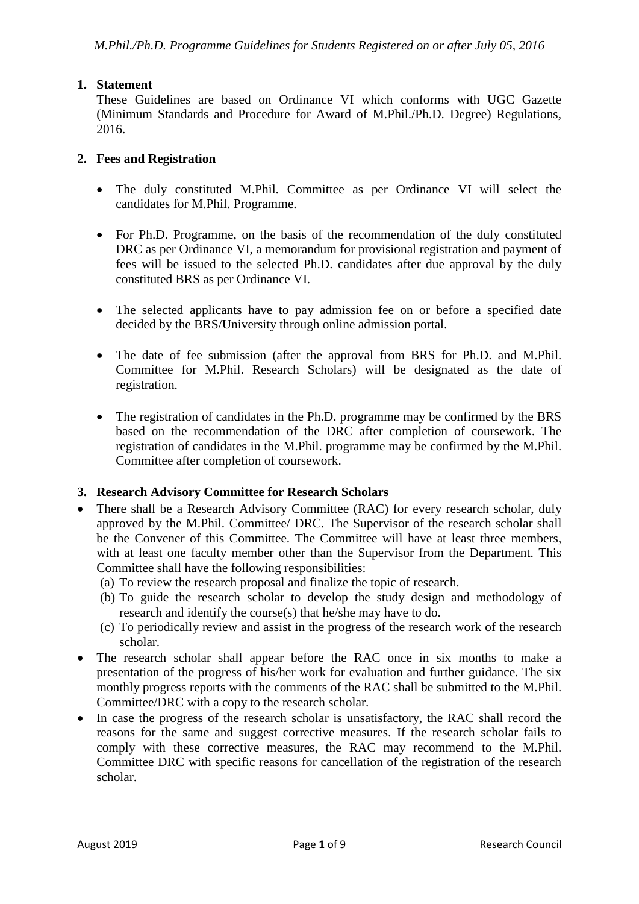## 1. Statement

These Guidelines are based on Ordinance VI which conforms with UGC Gazette (Minimum Standards and Procedure for Award of M.Phil./Ph.D. Degree) Regulations, 2016.

## 2. Fees and Registration

- The duly constituted M.Phil. Committee as per Ordinance VI will select the candidates for M.Phil. Programme.
- For Ph.D. Programme, on the basis of the recommendation of the duly constituted DRC as per Ordinance VI, a memorandum for provisional registration and payment of fees will be issued to the selected Ph.D. candidates after due approval by the duly constituted BRS as per Ordinance VI.
- The selected applicants have to pay admission fee on or before a specified date decided by the BRS/University through online admission portal.
- The date of fee submission (after the approval from BRS for Ph.D. and M.Phil. Committee for M.Phil. Research Scholars) will be designated as the date of registration.
- The registration of candidates in the Ph.D. programme may be confirmed by the BRS based on the recommendation of the DRC after completion of coursework. The registration of candidates in the M.Phil. programme may be confirmed by the M.Phil. Committee after completion of coursework.

## 3. Research Advisory Committee for Research Scholars

- There shall be a Research Advisory Committee (RAC) for every research scholar, duly approved by the M.Phil. Committee/ DRC. The Supervisor of the research scholar shall be the Convener of this Committee. The Committee will have at least three members, with at least one faculty member other than the Supervisor from the Department. This Committee shall have the following responsibilities:
  (a) To review the research proposal and finalize the topic of research.
  (b) To guide the research scholar to develop the study design and methodology of research and identify the course(s) that he/she may have to do.
  (c) To periodically review and assist in the progress of the research work of the research scholar.
- The research scholar shall appear before the RAC once in six months to make a presentation of the progress of his/her work for evaluation and further guidance. The six monthly progress reports with the comments of the RAC shall be submitted to the M.Phil. Committee/DRC with a copy to the research scholar.
- In case the progress of the research scholar is unsatisfactory, the RAC shall record the reasons for the same and suggest corrective measures. If the research scholar fails to comply with these corrective measures, the RAC may recommend to the M.Phil. Committee DRC with specific reasons for cancellation of the registration of the research scholar.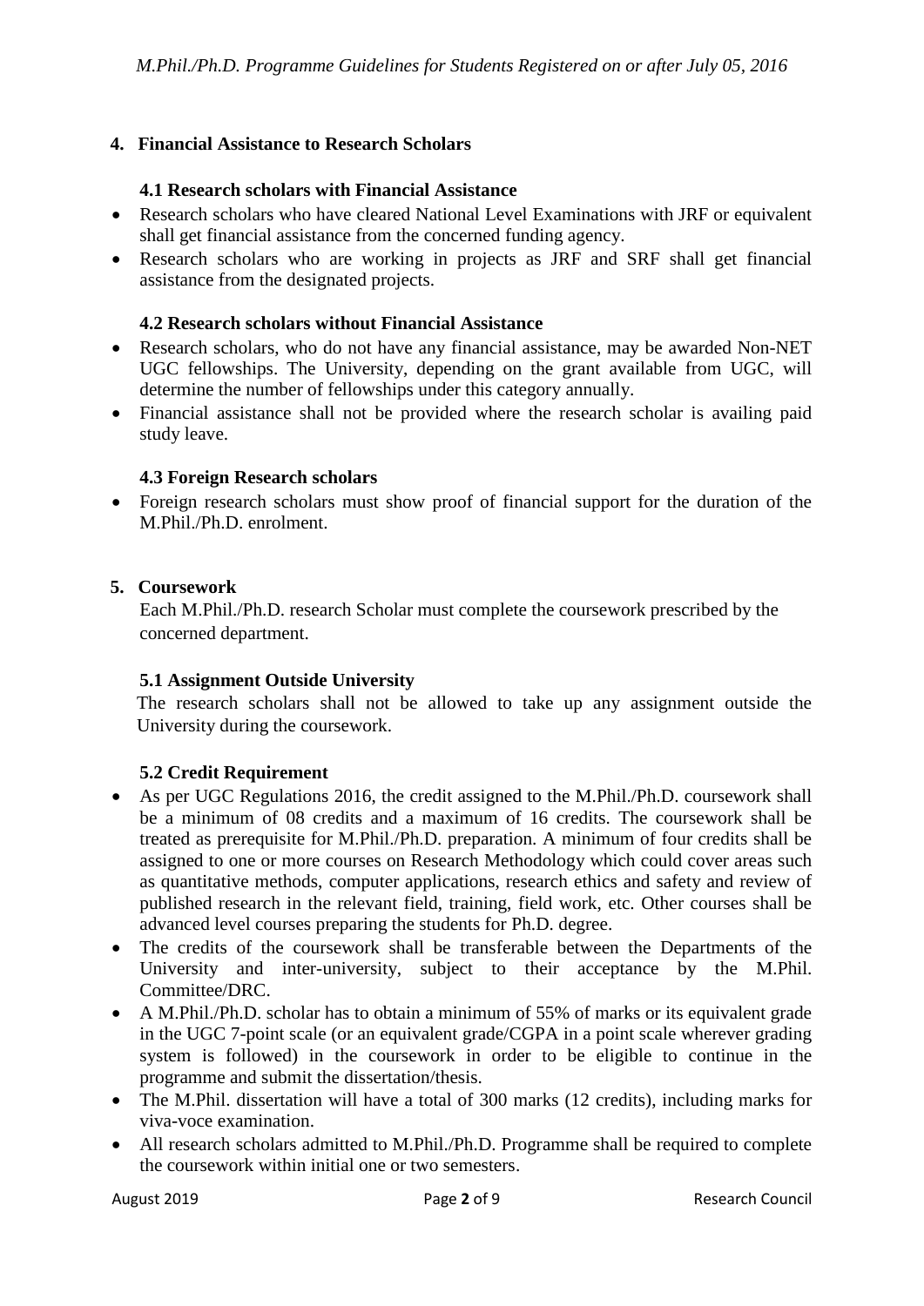## 4. Financial Assistance to Research Scholars

### 4.1 Research scholars with Financial Assistance

- Research scholars who have cleared National Level Examinations with JRF or equivalent shall get financial assistance from the concerned funding agency.
- Research scholars who are working in projects as JRF and SRF shall get financial assistance from the designated projects.

### 4.2 Research scholars without Financial Assistance

- Research scholars, who do not have any financial assistance, may be awarded Non-NET UGC fellowships. The University, depending on the grant available from UGC, will determine the number of fellowships under this category annually.
- Financial assistance shall not be provided where the research scholar is availing paid study leave.

### 4.3 Foreign Research scholars

- Foreign research scholars must show proof of financial support for the duration of the M.Phil./Ph.D. enrolment.

## 5. Coursework

Each M.Phil./Ph.D. research Scholar must complete the coursework prescribed by the concerned department.

### 5.1 Assignment Outside University

The research scholars shall not be allowed to take up any assignment outside the University during the coursework.

### 5.2 Credit Requirement

- As per UGC Regulations 2016, the credit assigned to the M.Phil./Ph.D. coursework shall be a minimum of 08 credits and a maximum of 16 credits. The coursework shall be treated as prerequisite for M.Phil./Ph.D. preparation. A minimum of four credits shall be assigned to one or more courses on Research Methodology which could cover areas such as quantitative methods, computer applications, research ethics and safety and review of published research in the relevant field, training, field work, etc. Other courses shall be advanced level courses preparing the students for Ph.D. degree.
- The credits of the coursework shall be transferable between the Departments of the University and inter-university, subject to their acceptance by the M.Phil. Committee/DRC.
- A M.Phil./Ph.D. scholar has to obtain a minimum of 55% of marks or its equivalent grade in the UGC 7-point scale (or an equivalent grade/CGPA in a point scale wherever grading system is followed) in the coursework in order to be eligible to continue in the programme and submit the dissertation/thesis.
- The M.Phil. dissertation will have a total of 300 marks (12 credits), including marks for viva-voce examination.
- All research scholars admitted to M.Phil./Ph.D. Programme shall be required to complete the coursework within initial one or two semesters.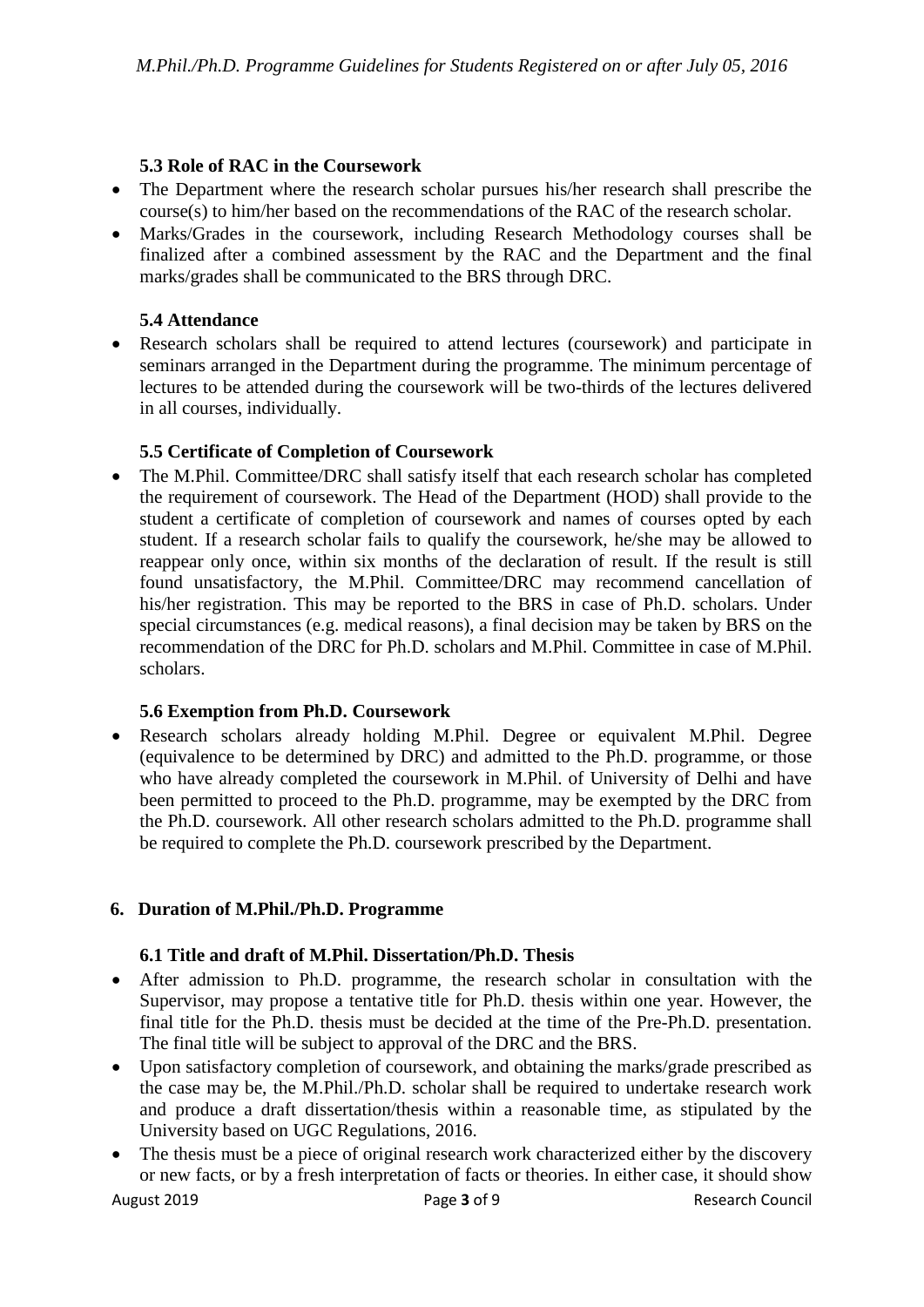#### 5.3 Role of RAC in the Coursework

- The Department where the research scholar pursues his/her research shall prescribe the course(s) to him/her based on the recommendations of the RAC of the research scholar.
- Marks/Grades in the coursework, including Research Methodology courses shall be finalized after a combined assessment by the RAC and the Department and the final marks/grades shall be communicated to the BRS through DRC.

#### 5.4 Attendance

- Research scholars shall be required to attend lectures (coursework) and participate in seminars arranged in the Department during the programme. The minimum percentage of lectures to be attended during the coursework will be two-thirds of the lectures delivered in all courses, individually.

#### 5.5 Certificate of Completion of Coursework

- The M.Phil. Committee/DRC shall satisfy itself that each research scholar has completed the requirement of coursework. The Head of the Department (HOD) shall provide to the student a certificate of completion of coursework and names of courses opted by each student. If a research scholar fails to qualify the coursework, he/she may be allowed to reappear only once, within six months of the declaration of result. If the result is still found unsatisfactory, the M.Phil. Committee/DRC may recommend cancellation of his/her registration. This may be reported to the BRS in case of Ph.D. scholars. Under special circumstances (e.g. medical reasons), a final decision may be taken by BRS on the recommendation of the DRC for Ph.D. scholars and M.Phil. Committee in case of M.Phil. scholars.

#### 5.6 Exemption from Ph.D. Coursework

- Research scholars already holding M.Phil. Degree or equivalent M.Phil. Degree (equivalence to be determined by DRC) and admitted to the Ph.D. programme, or those who have already completed the coursework in M.Phil. of University of Delhi and have been permitted to proceed to the Ph.D. programme, may be exempted by the DRC from the Ph.D. coursework. All other research scholars admitted to the Ph.D. programme shall be required to complete the Ph.D. coursework prescribed by the Department.

### 6. Duration of M.Phil./Ph.D. Programme

#### 6.1 Title and draft of M.Phil. Dissertation/Ph.D. Thesis

- After admission to Ph.D. programme, the research scholar in consultation with the Supervisor, may propose a tentative title for Ph.D. thesis within one year. However, the final title for the Ph.D. thesis must be decided at the time of the Pre-Ph.D. presentation. The final title will be subject to approval of the DRC and the BRS.
- Upon satisfactory completion of coursework, and obtaining the marks/grade prescribed as the case may be, the M.Phil./Ph.D. scholar shall be required to undertake research work and produce a draft dissertation/thesis within a reasonable time, as stipulated by the University based on UGC Regulations, 2016.
- The thesis must be a piece of original research work characterized either by the discovery or new facts, or by a fresh interpretation of facts or theories. In either case, it should show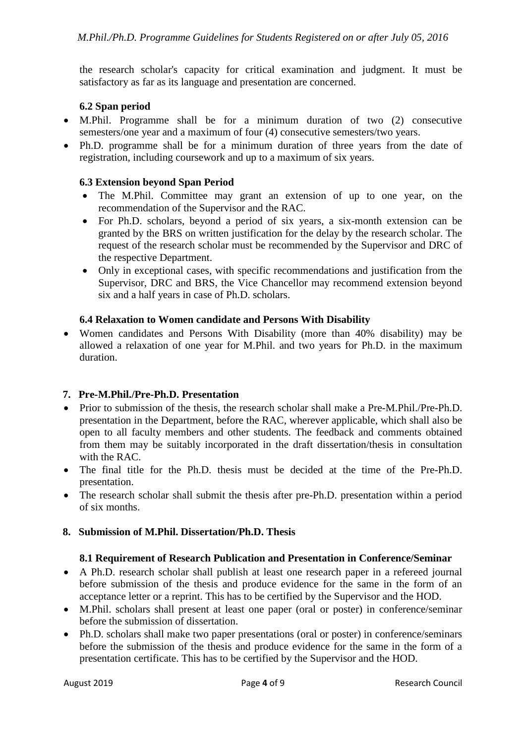the research scholar's capacity for critical examination and judgment. It must be satisfactory as far as its language and presentation are concerned.

### 6.2 Span period

- M.Phil. Programme shall be for a minimum duration of two (2) consecutive semesters/one year and a maximum of four (4) consecutive semesters/two years.
- Ph.D. programme shall be for a minimum duration of three years from the date of registration, including coursework and up to a maximum of six years.

### 6.3 Extension beyond Span Period

- The M.Phil. Committee may grant an extension of up to one year, on the recommendation of the Supervisor and the RAC.
- For Ph.D. scholars, beyond a period of six years, a six-month extension can be granted by the BRS on written justification for the delay by the research scholar. The request of the research scholar must be recommended by the Supervisor and DRC of the respective Department.
- Only in exceptional cases, with specific recommendations and justification from the Supervisor, DRC and BRS, the Vice Chancellor may recommend extension beyond six and a half years in case of Ph.D. scholars.

### 6.4 Relaxation to Women candidate and Persons With Disability

- Women candidates and Persons With Disability (more than 40% disability) may be allowed a relaxation of one year for M.Phil. and two years for Ph.D. in the maximum duration.

## 7. Pre-M.Phil./Pre-Ph.D. Presentation

- Prior to submission of the thesis, the research scholar shall make a Pre-M.Phil./Pre-Ph.D. presentation in the Department, before the RAC, wherever applicable, which shall also be open to all faculty members and other students. The feedback and comments obtained from them may be suitably incorporated in the draft dissertation/thesis in consultation with the RAC.
- The final title for the Ph.D. thesis must be decided at the time of the Pre-Ph.D. presentation.
- The research scholar shall submit the thesis after pre-Ph.D. presentation within a period of six months.

## 8. Submission of M.Phil. Dissertation/Ph.D. Thesis

### 8.1 Requirement of Research Publication and Presentation in Conference/Seminar

- A Ph.D. research scholar shall publish at least one research paper in a refereed journal before submission of the thesis and produce evidence for the same in the form of an acceptance letter or a reprint. This has to be certified by the Supervisor and the HOD.
- M.Phil. scholars shall present at least one paper (oral or poster) in conference/seminar before the submission of dissertation.
- Ph.D. scholars shall make two paper presentations (oral or poster) in conference/seminars before the submission of the thesis and produce evidence for the same in the form of a presentation certificate. This has to be certified by the Supervisor and the HOD.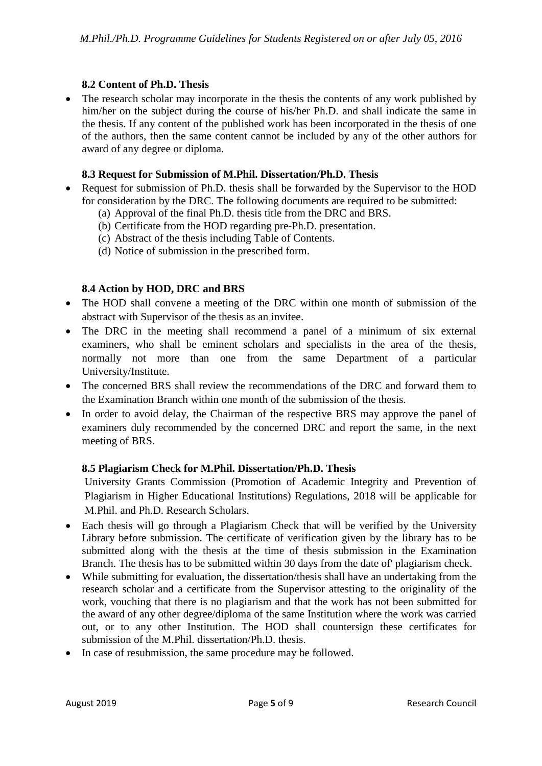### 8.2 Content of Ph.D. Thesis

- The research scholar may incorporate in the thesis the contents of any work published by him/her on the subject during the course of his/her Ph.D. and shall indicate the same in the thesis. If any content of the published work has been incorporated in the thesis of one of the authors, then the same content cannot be included by any of the other authors for award of any degree or diploma.

### 8.3 Request for Submission of M.Phil. Dissertation/Ph.D. Thesis

- Request for submission of Ph.D. thesis shall be forwarded by the Supervisor to the HOD for consideration by the DRC. The following documents are required to be submitted:
  - (a) Approval of the final Ph.D. thesis title from the DRC and BRS.
  - (b) Certificate from the HOD regarding pre-Ph.D. presentation.
  - (c) Abstract of the thesis including Table of Contents.
  - (d) Notice of submission in the prescribed form.

### 8.4 Action by HOD, DRC and BRS

- The HOD shall convene a meeting of the DRC within one month of submission of the abstract with Supervisor of the thesis as an invitee.
- The DRC in the meeting shall recommend a panel of a minimum of six external examiners, who shall be eminent scholars and specialists in the area of the thesis, normally not more than one from the same Department of a particular University/Institute.
- The concerned BRS shall review the recommendations of the DRC and forward them to the Examination Branch within one month of the submission of the thesis.
- In order to avoid delay, the Chairman of the respective BRS may approve the panel of examiners duly recommended by the concerned DRC and report the same, in the next meeting of BRS.

### 8.5 Plagiarism Check for M.Phil. Dissertation/Ph.D. Thesis

University Grants Commission (Promotion of Academic Integrity and Prevention of Plagiarism in Higher Educational Institutions) Regulations, 2018 will be applicable for M.Phil. and Ph.D. Research Scholars.

- Each thesis will go through a Plagiarism Check that will be verified by the University Library before submission. The certificate of verification given by the library has to be submitted along with the thesis at the time of thesis submission in the Examination Branch. The thesis has to be submitted within 30 days from the date of' plagiarism check.
- While submitting for evaluation, the dissertation/thesis shall have an undertaking from the research scholar and a certificate from the Supervisor attesting to the originality of the work, vouching that there is no plagiarism and that the work has not been submitted for the award of any other degree/diploma of the same Institution where the work was carried out, or to any other Institution. The HOD shall countersign these certificates for submission of the M.Phil. dissertation/Ph.D. thesis.
- In case of resubmission, the same procedure may be followed.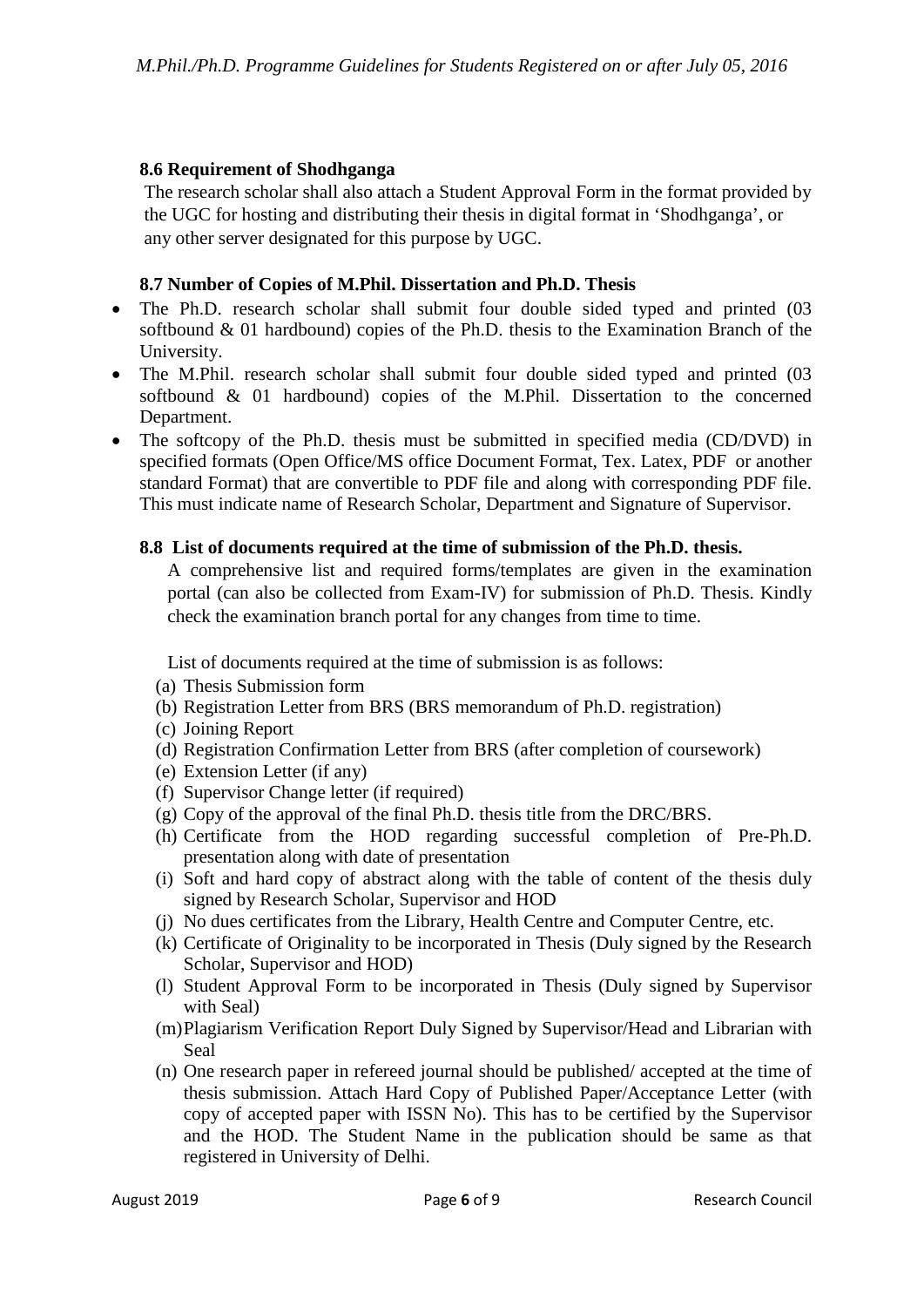### 8.6 Requirement of Shodhganga

The research scholar shall also attach a Student Approval Form in the format provided by the UGC for hosting and distributing their thesis in digital format in 'Shodhganga', or any other server designated for this purpose by UGC.

### 8.7 Number of Copies of M.Phil. Dissertation and Ph.D. Thesis

- The Ph.D. research scholar shall submit four double sided typed and printed (03 softbound & 01 hardbound) copies of the Ph.D. thesis to the Examination Branch of the University.
- The M.Phil. research scholar shall submit four double sided typed and printed (03 softbound & 01 hardbound) copies of the M.Phil. Dissertation to the concerned Department.
- The softcopy of the Ph.D. thesis must be submitted in specified media (CD/DVD) in specified formats (Open Office/MS office Document Format, Tex. Latex, PDF or another standard Format) that are convertible to PDF file and along with corresponding PDF file. This must indicate name of Research Scholar, Department and Signature of Supervisor.

### 8.8 List of documents required at the time of submission of the Ph.D. thesis.

A comprehensive list and required forms/templates are given in the examination portal (can also be collected from Exam-IV) for submission of Ph.D. Thesis. Kindly check the examination branch portal for any changes from time to time.

List of documents required at the time of submission is as follows:

(a) Thesis Submission form
(b) Registration Letter from BRS (BRS memorandum of Ph.D. registration)
(c) Joining Report
(d) Registration Confirmation Letter from BRS (after completion of coursework)
(e) Extension Letter (if any)
(f) Supervisor Change letter (if required)
(g) Copy of the approval of the final Ph.D. thesis title from the DRC/BRS.
(h) Certificate from the HOD regarding successful completion of Pre-Ph.D. presentation along with date of presentation
(i) Soft and hard copy of abstract along with the table of content of the thesis duly signed by Research Scholar, Supervisor and HOD
(j) No dues certificates from the Library, Health Centre and Computer Centre, etc.
(k) Certificate of Originality to be incorporated in Thesis (Duly signed by the Research Scholar, Supervisor and HOD)
(l) Student Approval Form to be incorporated in Thesis (Duly signed by Supervisor with Seal)
(m) Plagiarism Verification Report Duly Signed by Supervisor/Head and Librarian with Seal
(n) One research paper in refereed journal should be published/ accepted at the time of thesis submission. Attach Hard Copy of Published Paper/Acceptance Letter (with copy of accepted paper with ISSN No). This has to be certified by the Supervisor and the HOD. The Student Name in the publication should be same as that registered in University of Delhi.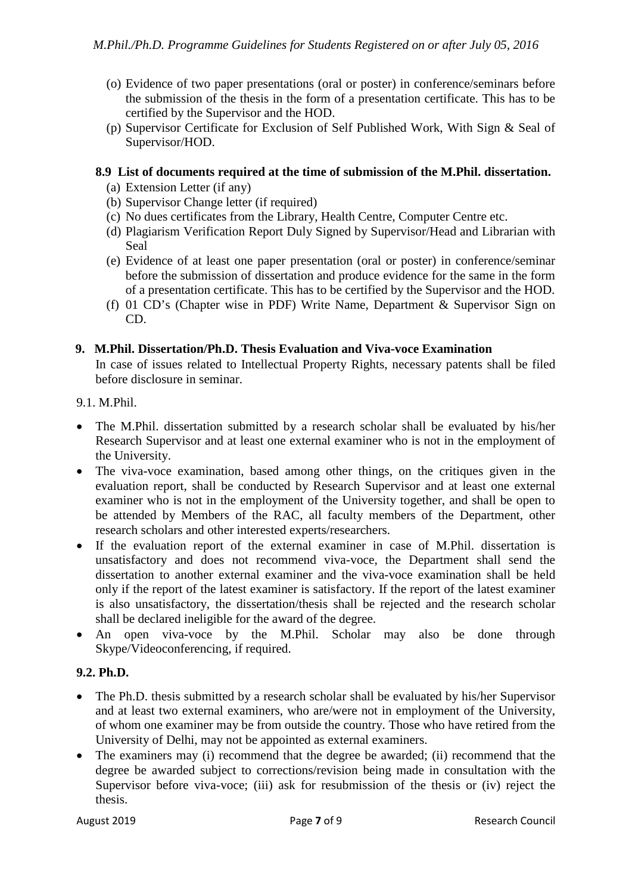(o) Evidence of two paper presentations (oral or poster) in conference/seminars before the submission of the thesis in the form of a presentation certificate. This has to be certified by the Supervisor and the HOD.

(p) Supervisor Certificate for Exclusion of Self Published Work, With Sign & Seal of Supervisor/HOD.

### 8.9 List of documents required at the time of submission of the M.Phil. dissertation.

(a) Extension Letter (if any)

(b) Supervisor Change letter (if required)

(c) No dues certificates from the Library, Health Centre, Computer Centre etc.

(d) Plagiarism Verification Report Duly Signed by Supervisor/Head and Librarian with Seal

(e) Evidence of at least one paper presentation (oral or poster) in conference/seminar before the submission of dissertation and produce evidence for the same in the form of a presentation certificate. This has to be certified by the Supervisor and the HOD.

(f) 01 CD's (Chapter wise in PDF) Write Name, Department & Supervisor Sign on CD.

## 9. M.Phil. Dissertation/Ph.D. Thesis Evaluation and Viva-voce Examination

In case of issues related to Intellectual Property Rights, necessary patents shall be filed before disclosure in seminar.

9.1. M.Phil.

- The M.Phil. dissertation submitted by a research scholar shall be evaluated by his/her Research Supervisor and at least one external examiner who is not in the employment of the University.
- The viva-voce examination, based among other things, on the critiques given in the evaluation report, shall be conducted by Research Supervisor and at least one external examiner who is not in the employment of the University together, and shall be open to be attended by Members of the RAC, all faculty members of the Department, other research scholars and other interested experts/researchers.
- If the evaluation report of the external examiner in case of M.Phil. dissertation is unsatisfactory and does not recommend viva-voce, the Department shall send the dissertation to another external examiner and the viva-voce examination shall be held only if the report of the latest examiner is satisfactory. If the report of the latest examiner is also unsatisfactory, the dissertation/thesis shall be rejected and the research scholar shall be declared ineligible for the award of the degree.
- An open viva-voce by the M.Phil. Scholar may also be done through Skype/Videoconferencing, if required.

### 9.2. Ph.D.

- The Ph.D. thesis submitted by a research scholar shall be evaluated by his/her Supervisor and at least two external examiners, who are/were not in employment of the University, of whom one examiner may be from outside the country. Those who have retired from the University of Delhi, may not be appointed as external examiners.
- The examiners may (i) recommend that the degree be awarded; (ii) recommend that the degree be awarded subject to corrections/revision being made in consultation with the Supervisor before viva-voce; (iii) ask for resubmission of the thesis or (iv) reject the thesis.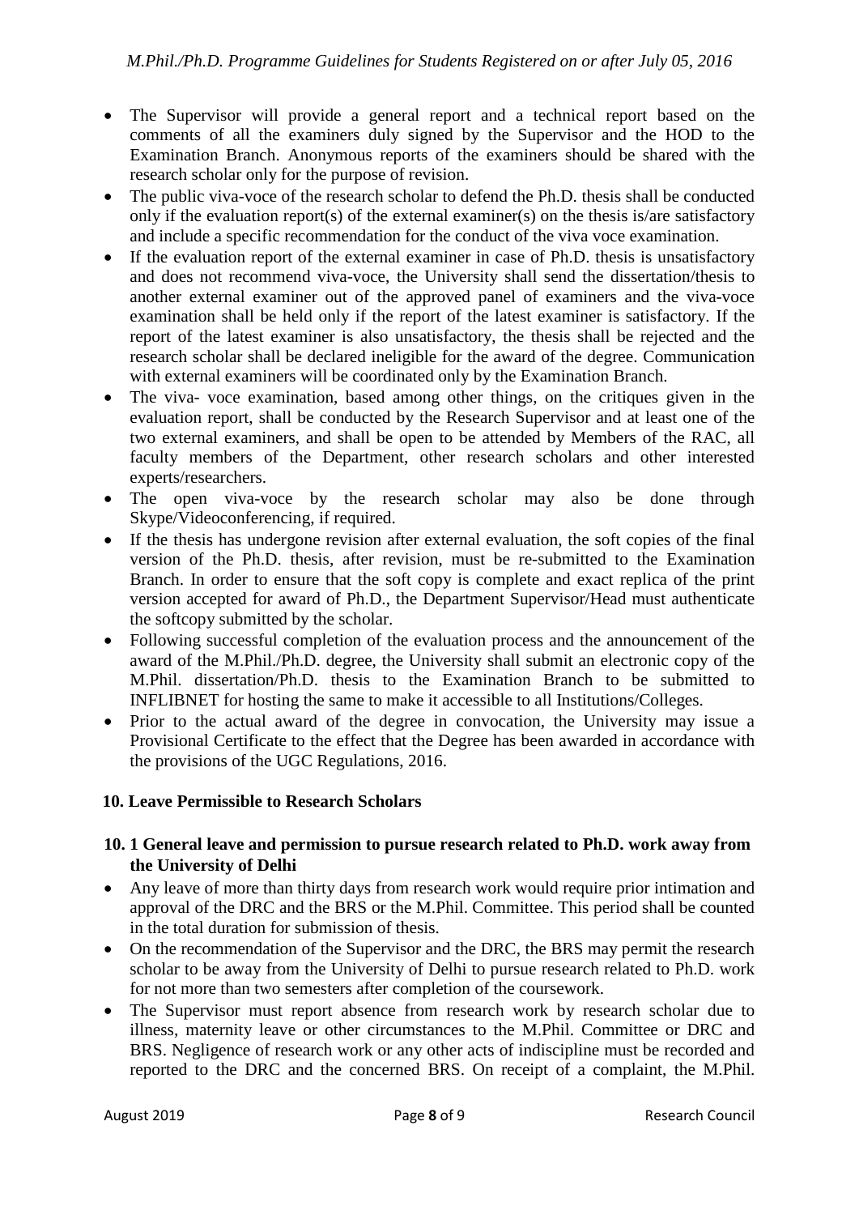- The Supervisor will provide a general report and a technical report based on the comments of all the examiners duly signed by the Supervisor and the HOD to the Examination Branch. Anonymous reports of the examiners should be shared with the research scholar only for the purpose of revision.
- The public viva-voce of the research scholar to defend the Ph.D. thesis shall be conducted only if the evaluation report(s) of the external examiner(s) on the thesis is/are satisfactory and include a specific recommendation for the conduct of the viva voce examination.
- If the evaluation report of the external examiner in case of Ph.D. thesis is unsatisfactory and does not recommend viva-voce, the University shall send the dissertation/thesis to another external examiner out of the approved panel of examiners and the viva-voce examination shall be held only if the report of the latest examiner is satisfactory. If the report of the latest examiner is also unsatisfactory, the thesis shall be rejected and the research scholar shall be declared ineligible for the award of the degree. Communication with external examiners will be coordinated only by the Examination Branch.
- The viva- voce examination, based among other things, on the critiques given in the evaluation report, shall be conducted by the Research Supervisor and at least one of the two external examiners, and shall be open to be attended by Members of the RAC, all faculty members of the Department, other research scholars and other interested experts/researchers.
- The open viva-voce by the research scholar may also be done through Skype/Videoconferencing, if required.
- If the thesis has undergone revision after external evaluation, the soft copies of the final version of the Ph.D. thesis, after revision, must be re-submitted to the Examination Branch. In order to ensure that the soft copy is complete and exact replica of the print version accepted for award of Ph.D., the Department Supervisor/Head must authenticate the softcopy submitted by the scholar.
- Following successful completion of the evaluation process and the announcement of the award of the M.Phil./Ph.D. degree, the University shall submit an electronic copy of the M.Phil. dissertation/Ph.D. thesis to the Examination Branch to be submitted to INFLIBNET for hosting the same to make it accessible to all Institutions/Colleges.
- Prior to the actual award of the degree in convocation, the University may issue a Provisional Certificate to the effect that the Degree has been awarded in accordance with the provisions of the UGC Regulations, 2016.

## 10. Leave Permissible to Research Scholars

### 10. 1 General leave and permission to pursue research related to Ph.D. work away from the University of Delhi

- Any leave of more than thirty days from research work would require prior intimation and approval of the DRC and the BRS or the M.Phil. Committee. This period shall be counted in the total duration for submission of thesis.
- On the recommendation of the Supervisor and the DRC, the BRS may permit the research scholar to be away from the University of Delhi to pursue research related to Ph.D. work for not more than two semesters after completion of the coursework.
- The Supervisor must report absence from research work by research scholar due to illness, maternity leave or other circumstances to the M.Phil. Committee or DRC and BRS. Negligence of research work or any other acts of indiscipline must be recorded and reported to the DRC and the concerned BRS. On receipt of a complaint, the M.Phil.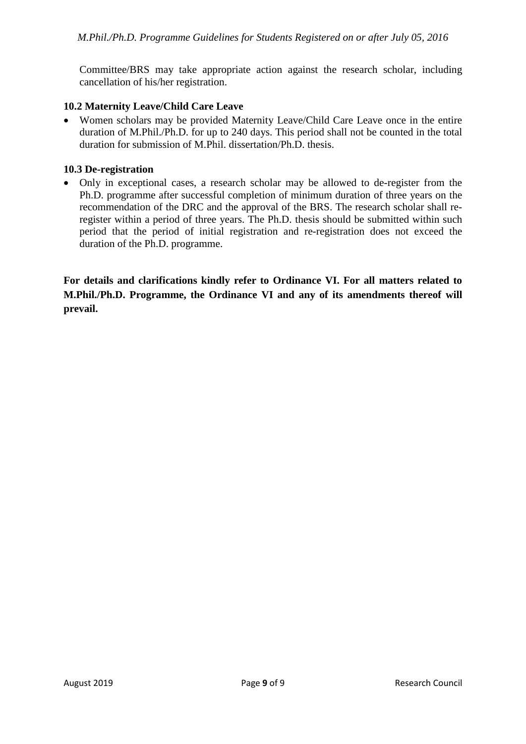Committee/BRS may take appropriate action against the research scholar, including cancellation of his/her registration.

### 10.2 Maternity Leave/Child Care Leave

- Women scholars may be provided Maternity Leave/Child Care Leave once in the entire duration of M.Phil./Ph.D. for up to 240 days. This period shall not be counted in the total duration for submission of M.Phil. dissertation/Ph.D. thesis.

### 10.3 De-registration

- Only in exceptional cases, a research scholar may be allowed to de-register from the Ph.D. programme after successful completion of minimum duration of three years on the recommendation of the DRC and the approval of the BRS. The research scholar shall re-register within a period of three years. The Ph.D. thesis should be submitted within such period that the period of initial registration and re-registration does not exceed the duration of the Ph.D. programme.

**For details and clarifications kindly refer to Ordinance VI. For all matters related to M.Phil./Ph.D. Programme, the Ordinance VI and any of its amendments thereof will prevail.**